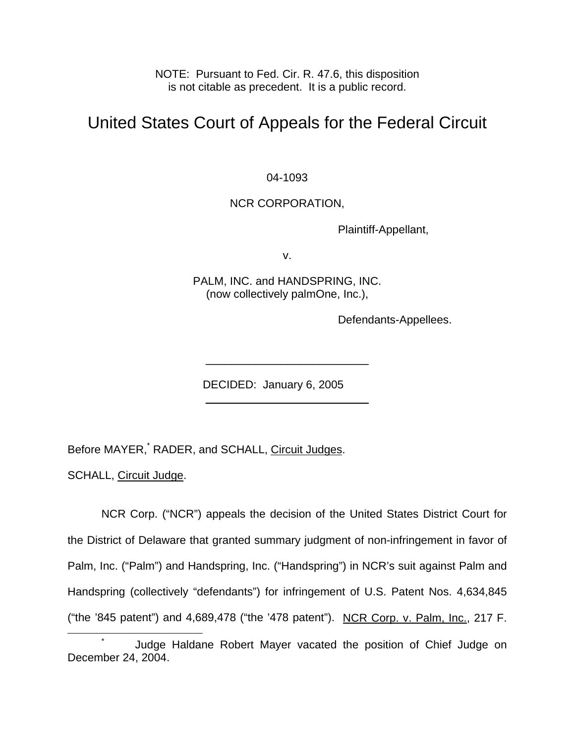NOTE: Pursuant to Fed. Cir. R. 47.6, this disposition is not citable as precedent. It is a public record.

# United States Court of Appeals for the Federal Circuit

04-1093

NCR CORPORATION,

Plaintiff-Appellant,

v.

PALM, INC. and HANDSPRING, INC. (now collectively palmOne, Inc.),

Defendants-Appellees.

---

DECIDED: January 6, 2005

---

Before MAYER,[*] RADER, and SCHALL, Circuit Judges.

SCHALL, Circuit Judge.

NCR Corp. ("NCR") appeals the decision of the United States District Court for the District of Delaware that granted summary judgment of non-infringement in favor of Palm, Inc. ("Palm") and Handspring, Inc. ("Handspring") in NCR's suit against Palm and Handspring (collectively "defendants") for infringement of U.S. Patent Nos. 4,634,845 ("the '845 patent") and 4,689,478 ("the '478 patent"). NCR Corp. v. Palm, Inc., 217 F.

[*] Judge Haldane Robert Mayer vacated the position of Chief Judge on December 24, 2004.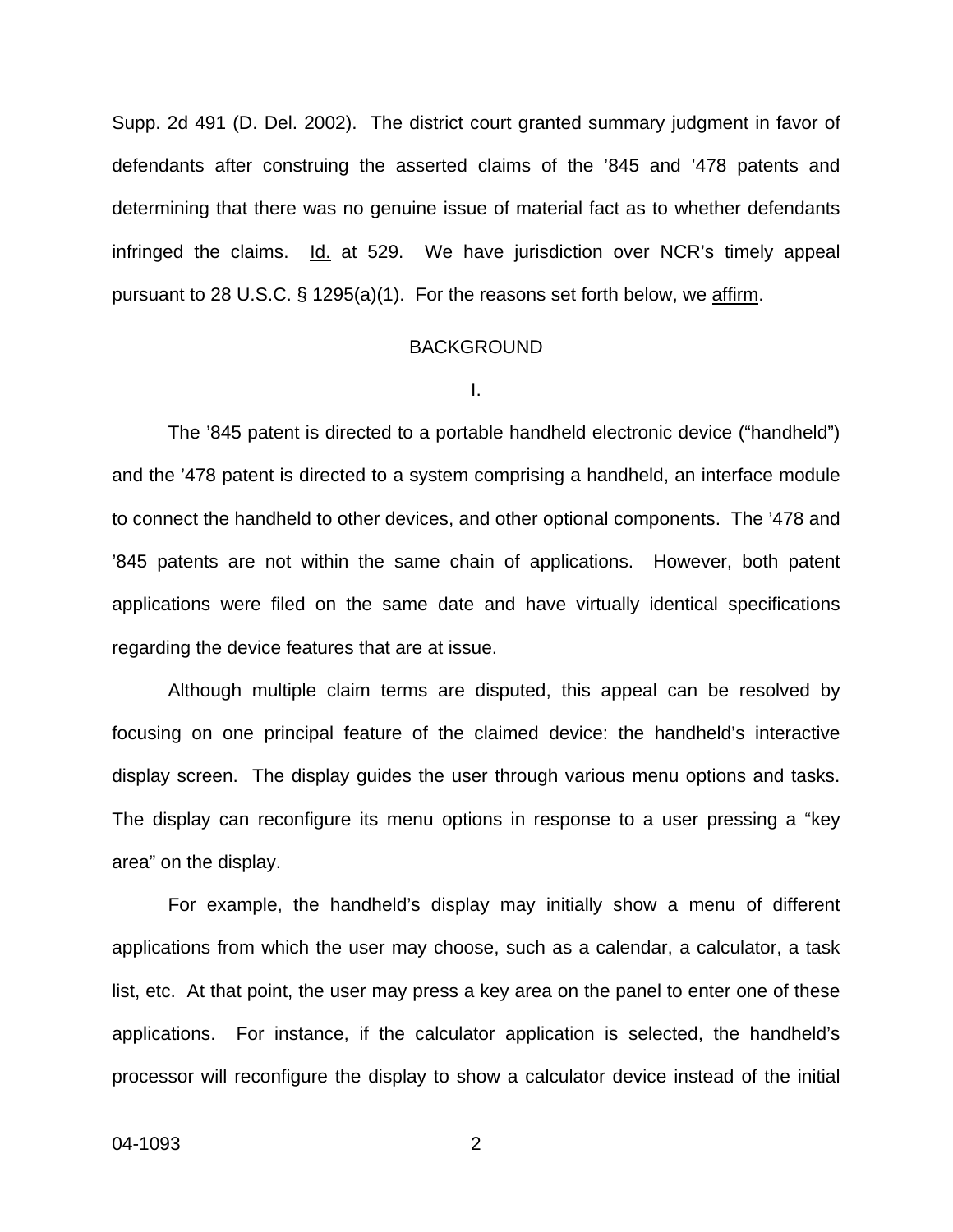Supp. 2d 491 (D. Del. 2002). The district court granted summary judgment in favor of defendants after construing the asserted claims of the ’845 and ’478 patents and determining that there was no genuine issue of material fact as to whether defendants infringed the claims. Id. at 529. We have jurisdiction over NCR’s timely appeal pursuant to 28 U.S.C. § 1295(a)(1). For the reasons set forth below, we affirm.

## BACKGROUND

### I.

The ’845 patent is directed to a portable handheld electronic device (“handheld”) and the ’478 patent is directed to a system comprising a handheld, an interface module to connect the handheld to other devices, and other optional components. The ’478 and ’845 patents are not within the same chain of applications. However, both patent applications were filed on the same date and have virtually identical specifications regarding the device features that are at issue.

Although multiple claim terms are disputed, this appeal can be resolved by focusing on one principal feature of the claimed device: the handheld’s interactive display screen. The display guides the user through various menu options and tasks. The display can reconfigure its menu options in response to a user pressing a “key area” on the display.

For example, the handheld’s display may initially show a menu of different applications from which the user may choose, such as a calendar, a calculator, a task list, etc. At that point, the user may press a key area on the panel to enter one of these applications. For instance, if the calculator application is selected, the handheld’s processor will reconfigure the display to show a calculator device instead of the initial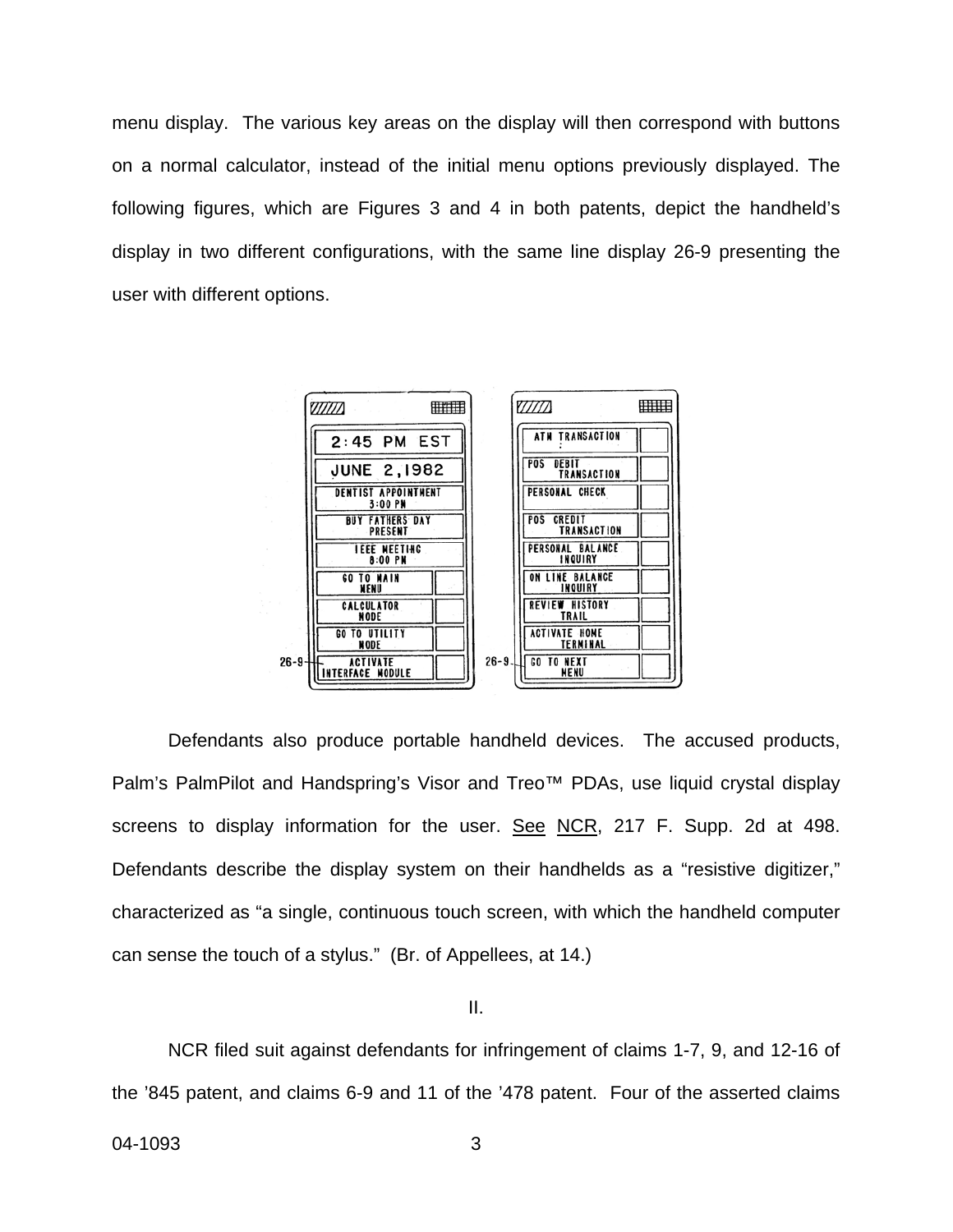menu display. The various key areas on the display will then correspond with buttons on a normal calculator, instead of the initial menu options previously displayed. The following figures, which are Figures 3 and 4 in both patents, depict the handheld's display in two different configurations, with the same line display 26-9 presenting the user with different options.

Defendants also produce portable handheld devices. The accused products, Palm's PalmPilot and Handspring's Visor and Treo™ PDAs, use liquid crystal display screens to display information for the user. See NCR, 217 F. Supp. 2d at 498. Defendants describe the display system on their handhelds as a "resistive digitizer," characterized as "a single, continuous touch screen, with which the handheld computer can sense the touch of a stylus." (Br. of Appellees, at 14.)

## II.

NCR filed suit against defendants for infringement of claims 1-7, 9, and 12-16 of the '845 patent, and claims 6-9 and 11 of the '478 patent. Four of the asserted claims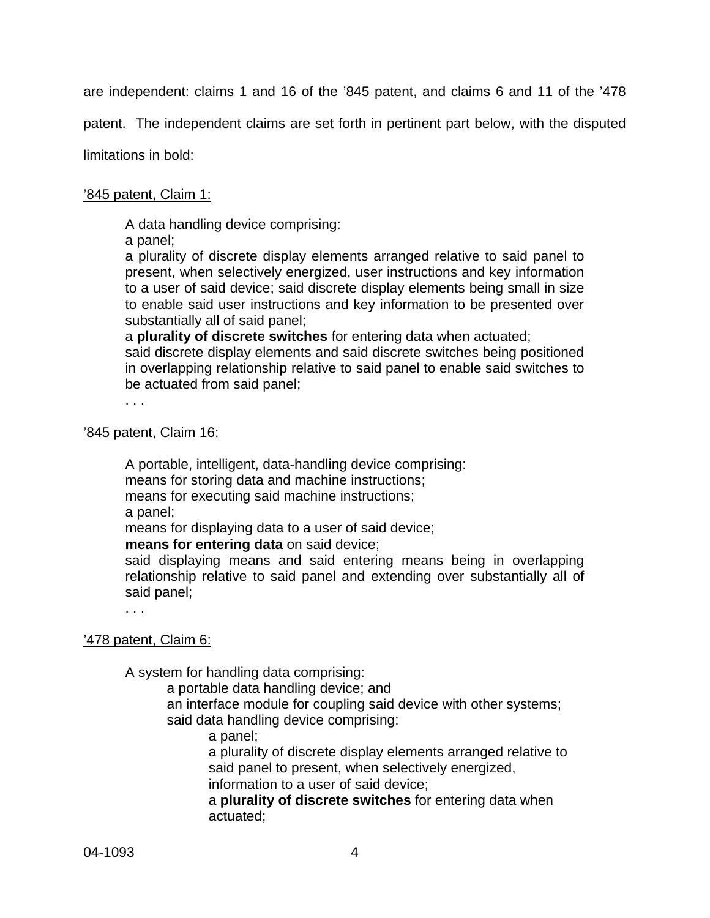are independent: claims 1 and 16 of the ’845 patent, and claims 6 and 11 of the ’478 patent. The independent claims are set forth in pertinent part below, with the disputed limitations in bold:

<u>’845 patent, Claim 1:</u>

> A data handling device comprising:
> a panel;
> a plurality of discrete display elements arranged relative to said panel to present, when selectively energized, user instructions and key information to a user of said device; said discrete display elements being small in size to enable said user instructions and key information to be presented over substantially all of said panel;
> a **plurality of discrete switches** for entering data when actuated;
> said discrete display elements and said discrete switches being positioned in overlapping relationship relative to said panel to enable said switches to be actuated from said panel;
> . . .

<u>’845 patent, Claim 16:</u>

> A portable, intelligent, data-handling device comprising:
> means for storing data and machine instructions;
> means for executing said machine instructions;
> a panel;
> means for displaying data to a user of said device;
> **means for entering data** on said device;
> said displaying means and said entering means being in overlapping relationship relative to said panel and extending over substantially all of said panel;
> . . .

<u>’478 patent, Claim 6:</u>

> A system for handling data comprising:
>
> > a portable data handling device; and
> > an interface module for coupling said device with other systems;
> > said data handling device comprising:
> >
> > > a panel;
> > > a plurality of discrete display elements arranged relative to said panel to present, when selectively energized, information to a user of said device;
> > > a **plurality of discrete switches** for entering data when actuated;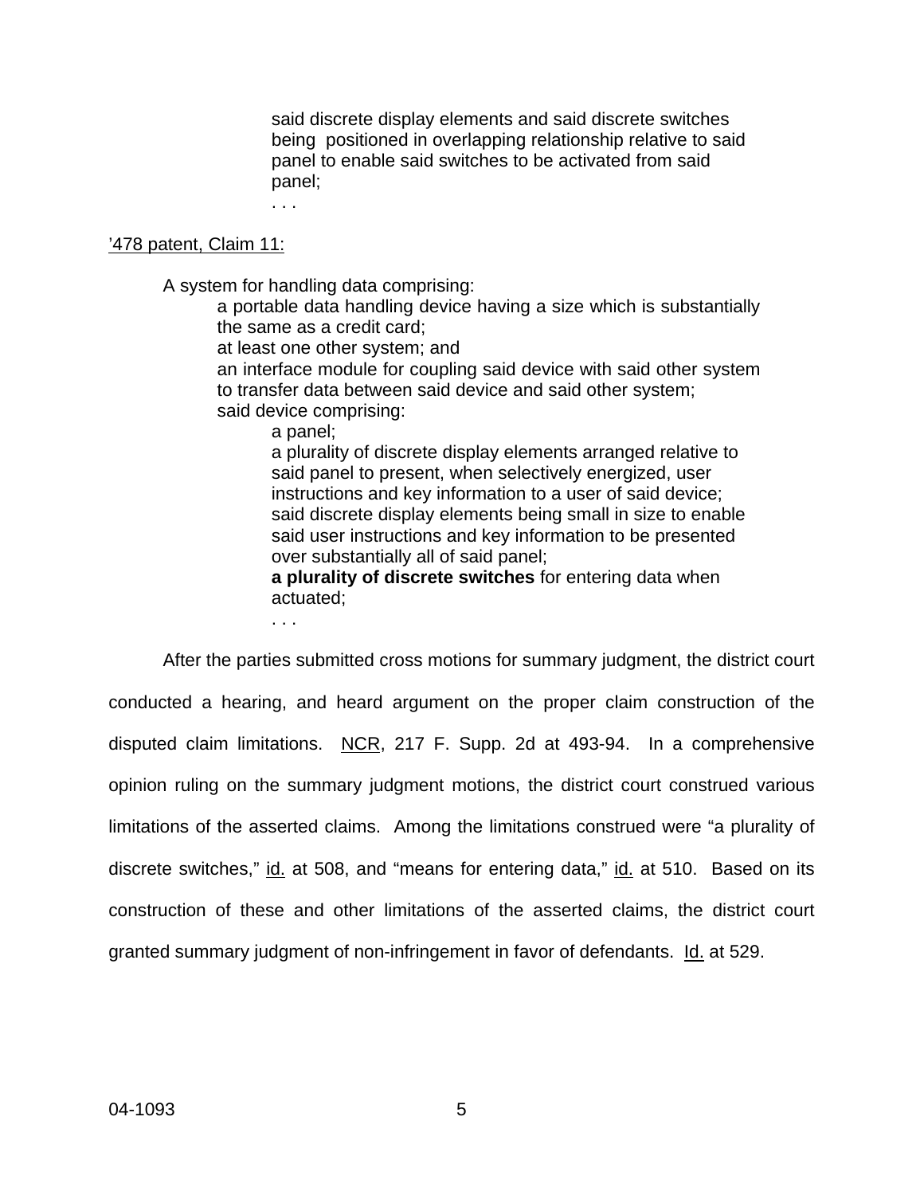> said discrete display elements and said discrete switches being positioned in overlapping relationship relative to said panel to enable said switches to be activated from said panel;
> . . .

<u>’478 patent, Claim 11:</u>

> A system for handling data comprising:
>
> a portable data handling device having a size which is substantially the same as a credit card;
> at least one other system; and
> an interface module for coupling said device with said other system to transfer data between said device and said other system;
> said device comprising:
>
> a panel;
> a plurality of discrete display elements arranged relative to said panel to present, when selectively energized, user instructions and key information to a user of said device;
> said discrete display elements being small in size to enable said user instructions and key information to be presented over substantially all of said panel;
> **a plurality of discrete switches** for entering data when actuated;
> . . .

After the parties submitted cross motions for summary judgment, the district court conducted a hearing, and heard argument on the proper claim construction of the disputed claim limitations. <u>NCR</u>, 217 F. Supp. 2d at 493-94. In a comprehensive opinion ruling on the summary judgment motions, the district court construed various limitations of the asserted claims. Among the limitations construed were “a plurality of discrete switches,” <u>id.</u> at 508, and “means for entering data,” <u>id.</u> at 510. Based on its construction of these and other limitations of the asserted claims, the district court granted summary judgment of non-infringement in favor of defendants. <u>Id.</u> at 529.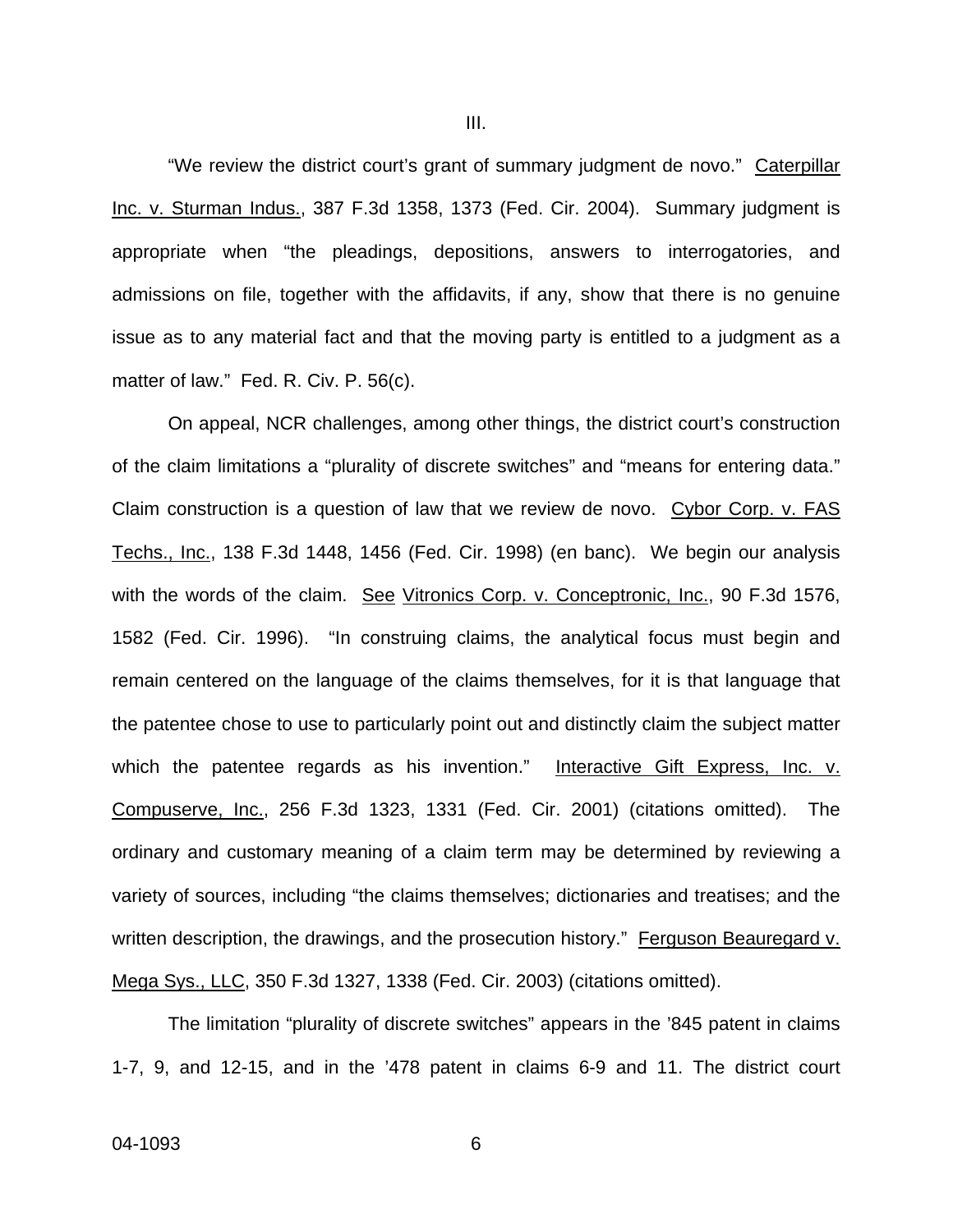III.

"We review the district court's grant of summary judgment de novo." Caterpillar Inc. v. Sturman Indus., 387 F.3d 1358, 1373 (Fed. Cir. 2004). Summary judgment is appropriate when "the pleadings, depositions, answers to interrogatories, and admissions on file, together with the affidavits, if any, show that there is no genuine issue as to any material fact and that the moving party is entitled to a judgment as a matter of law." Fed. R. Civ. P. 56(c).

On appeal, NCR challenges, among other things, the district court's construction of the claim limitations a "plurality of discrete switches" and "means for entering data." Claim construction is a question of law that we review de novo. Cybor Corp. v. FAS Techs., Inc., 138 F.3d 1448, 1456 (Fed. Cir. 1998) (en banc). We begin our analysis with the words of the claim. See Vitronics Corp. v. Conceptronic, Inc., 90 F.3d 1576, 1582 (Fed. Cir. 1996). "In construing claims, the analytical focus must begin and remain centered on the language of the claims themselves, for it is that language that the patentee chose to use to particularly point out and distinctly claim the subject matter which the patentee regards as his invention." Interactive Gift Express, Inc. v. Compuserve, Inc., 256 F.3d 1323, 1331 (Fed. Cir. 2001) (citations omitted). The ordinary and customary meaning of a claim term may be determined by reviewing a variety of sources, including "the claims themselves; dictionaries and treatises; and the written description, the drawings, and the prosecution history." Ferguson Beauregard v. Mega Sys., LLC, 350 F.3d 1327, 1338 (Fed. Cir. 2003) (citations omitted).

The limitation "plurality of discrete switches" appears in the '845 patent in claims 1-7, 9, and 12-15, and in the '478 patent in claims 6-9 and 11. The district court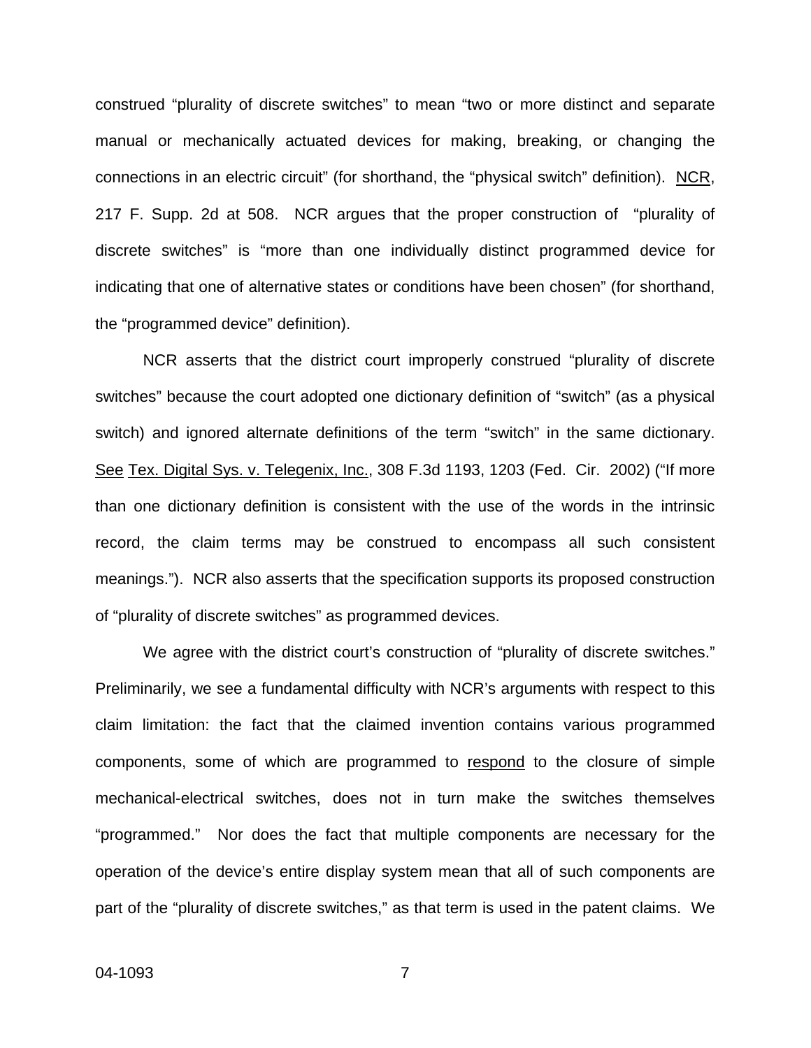construed "plurality of discrete switches" to mean "two or more distinct and separate manual or mechanically actuated devices for making, breaking, or changing the connections in an electric circuit" (for shorthand, the "physical switch" definition). NCR, 217 F. Supp. 2d at 508. NCR argues that the proper construction of "plurality of discrete switches" is "more than one individually distinct programmed device for indicating that one of alternative states or conditions have been chosen" (for shorthand, the "programmed device" definition).

NCR asserts that the district court improperly construed "plurality of discrete switches" because the court adopted one dictionary definition of "switch" (as a physical switch) and ignored alternate definitions of the term "switch" in the same dictionary. See Tex. Digital Sys. v. Telegenix, Inc., 308 F.3d 1193, 1203 (Fed. Cir. 2002) ("If more than one dictionary definition is consistent with the use of the words in the intrinsic record, the claim terms may be construed to encompass all such consistent meanings."). NCR also asserts that the specification supports its proposed construction of "plurality of discrete switches" as programmed devices.

We agree with the district court's construction of "plurality of discrete switches." Preliminarily, we see a fundamental difficulty with NCR's arguments with respect to this claim limitation: the fact that the claimed invention contains various programmed components, some of which are programmed to respond to the closure of simple mechanical-electrical switches, does not in turn make the switches themselves "programmed." Nor does the fact that multiple components are necessary for the operation of the device's entire display system mean that all of such components are part of the "plurality of discrete switches," as that term is used in the patent claims. We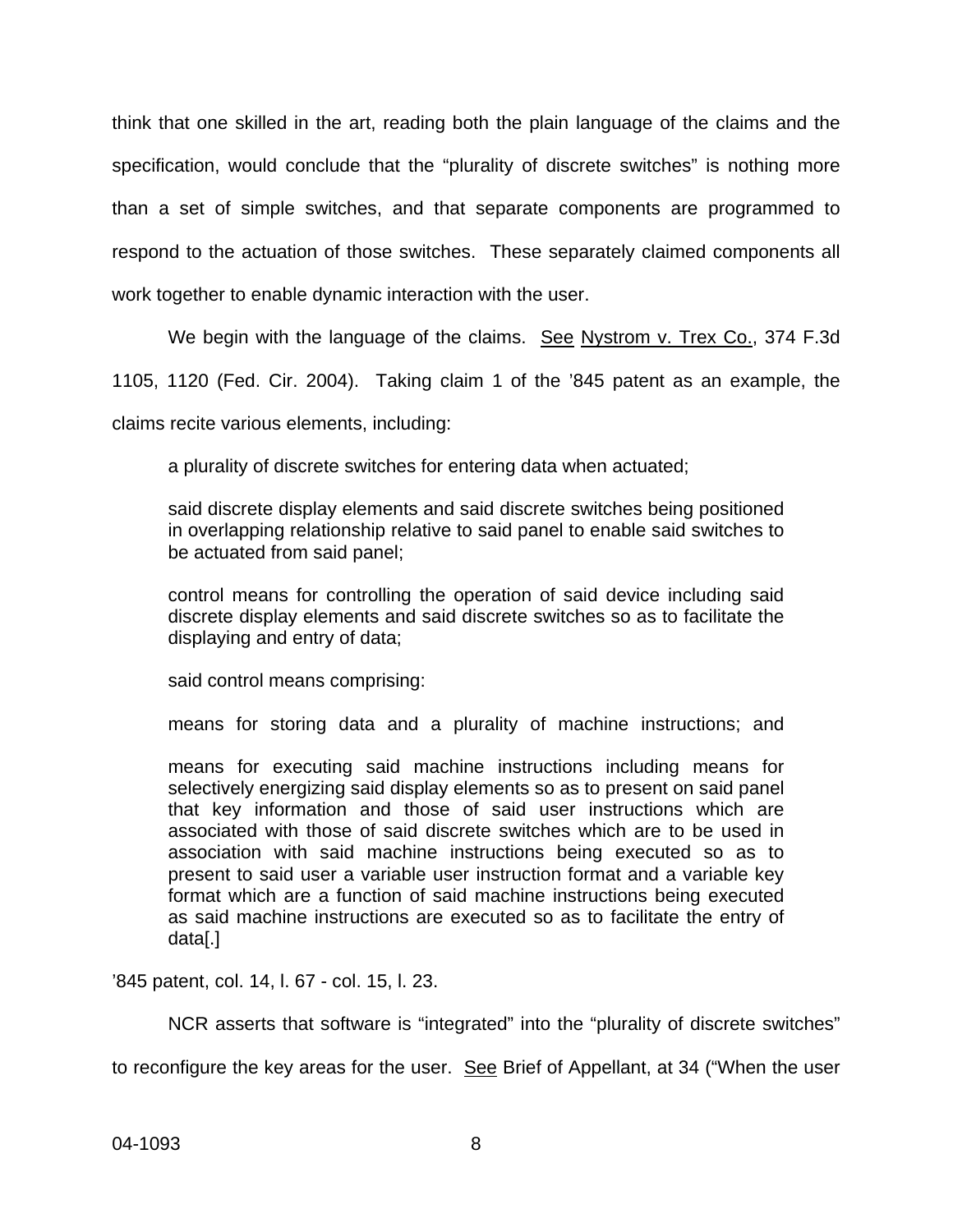think that one skilled in the art, reading both the plain language of the claims and the specification, would conclude that the "plurality of discrete switches" is nothing more than a set of simple switches, and that separate components are programmed to respond to the actuation of those switches. These separately claimed components all work together to enable dynamic interaction with the user.

We begin with the language of the claims. See Nystrom v. Trex Co., 374 F.3d 1105, 1120 (Fed. Cir. 2004). Taking claim 1 of the '845 patent as an example, the claims recite various elements, including:

> a plurality of discrete switches for entering data when actuated;
>
> said discrete display elements and said discrete switches being positioned in overlapping relationship relative to said panel to enable said switches to be actuated from said panel;
>
> control means for controlling the operation of said device including said discrete display elements and said discrete switches so as to facilitate the displaying and entry of data;
>
> said control means comprising:
>
> means for storing data and a plurality of machine instructions; and
>
> means for executing said machine instructions including means for selectively energizing said display elements so as to present on said panel that key information and those of said user instructions which are associated with those of said discrete switches which are to be used in association with said machine instructions being executed so as to present to said user a variable user instruction format and a variable key format which are a function of said machine instructions being executed as said machine instructions are executed so as to facilitate the entry of data[.]

'845 patent, col. 14, l. 67 - col. 15, l. 23.

NCR asserts that software is "integrated" into the "plurality of discrete switches" to reconfigure the key areas for the user. See Brief of Appellant, at 34 ("When the user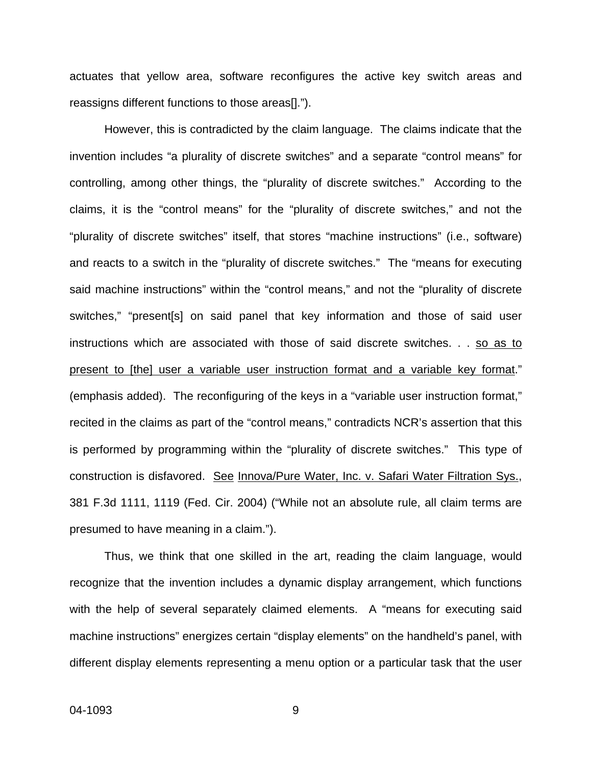actuates that yellow area, software reconfigures the active key switch areas and reassigns different functions to those areas[].").

However, this is contradicted by the claim language. The claims indicate that the invention includes "a plurality of discrete switches" and a separate "control means" for controlling, among other things, the "plurality of discrete switches." According to the claims, it is the "control means" for the "plurality of discrete switches," and not the "plurality of discrete switches" itself, that stores "machine instructions" (i.e., software) and reacts to a switch in the "plurality of discrete switches." The "means for executing said machine instructions" within the "control means," and not the "plurality of discrete switches," "present[s] on said panel that key information and those of said user instructions which are associated with those of said discrete switches. . . so as to present to [the] user a variable user instruction format and a variable key format." (emphasis added). The reconfiguring of the keys in a "variable user instruction format," recited in the claims as part of the "control means," contradicts NCR's assertion that this is performed by programming within the "plurality of discrete switches." This type of construction is disfavored. See Innova/Pure Water, Inc. v. Safari Water Filtration Sys., 381 F.3d 1111, 1119 (Fed. Cir. 2004) ("While not an absolute rule, all claim terms are presumed to have meaning in a claim.").

Thus, we think that one skilled in the art, reading the claim language, would recognize that the invention includes a dynamic display arrangement, which functions with the help of several separately claimed elements. A "means for executing said machine instructions" energizes certain "display elements" on the handheld's panel, with different display elements representing a menu option or a particular task that the user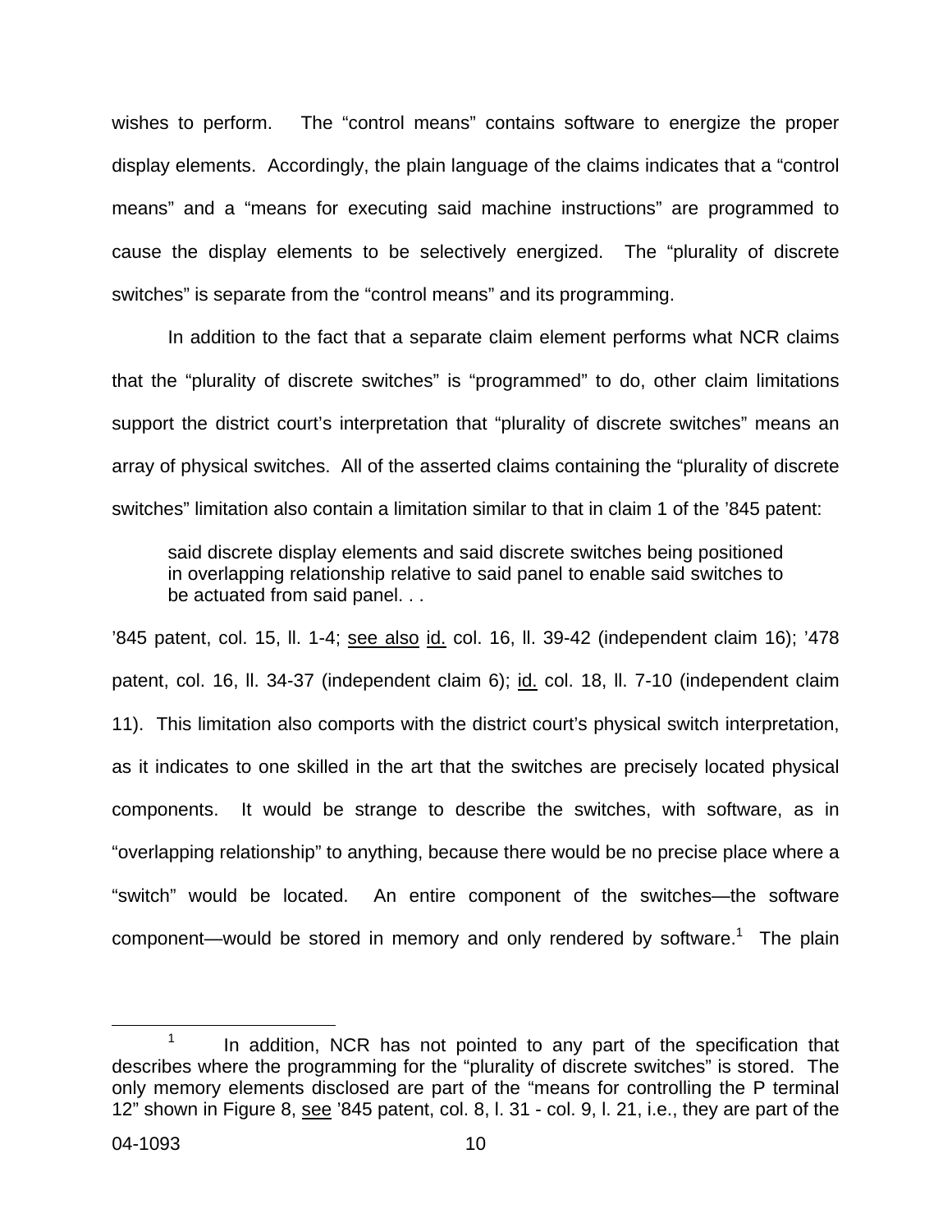wishes to perform. The "control means" contains software to energize the proper display elements. Accordingly, the plain language of the claims indicates that a "control means" and a "means for executing said machine instructions" are programmed to cause the display elements to be selectively energized. The "plurality of discrete switches" is separate from the "control means" and its programming.

In addition to the fact that a separate claim element performs what NCR claims that the "plurality of discrete switches" is "programmed" to do, other claim limitations support the district court's interpretation that "plurality of discrete switches" means an array of physical switches. All of the asserted claims containing the "plurality of discrete switches" limitation also contain a limitation similar to that in claim 1 of the '845 patent:

> said discrete display elements and said discrete switches being positioned in overlapping relationship relative to said panel to enable said switches to be actuated from said panel. . .

'845 patent, col. 15, ll. 1-4; see also id. col. 16, ll. 39-42 (independent claim 16); '478 patent, col. 16, ll. 34-37 (independent claim 6); id. col. 18, ll. 7-10 (independent claim 11). This limitation also comports with the district court's physical switch interpretation, as it indicates to one skilled in the art that the switches are precisely located physical components. It would be strange to describe the switches, with software, as in "overlapping relationship" to anything, because there would be no precise place where a "switch" would be located. An entire component of the switches—the software component—would be stored in memory and only rendered by software.[1] The plain

[1] In addition, NCR has not pointed to any part of the specification that describes where the programming for the "plurality of discrete switches" is stored. The only memory elements disclosed are part of the "means for controlling the P terminal 12" shown in Figure 8, see '845 patent, col. 8, l. 31 - col. 9, l. 21, i.e., they are part of the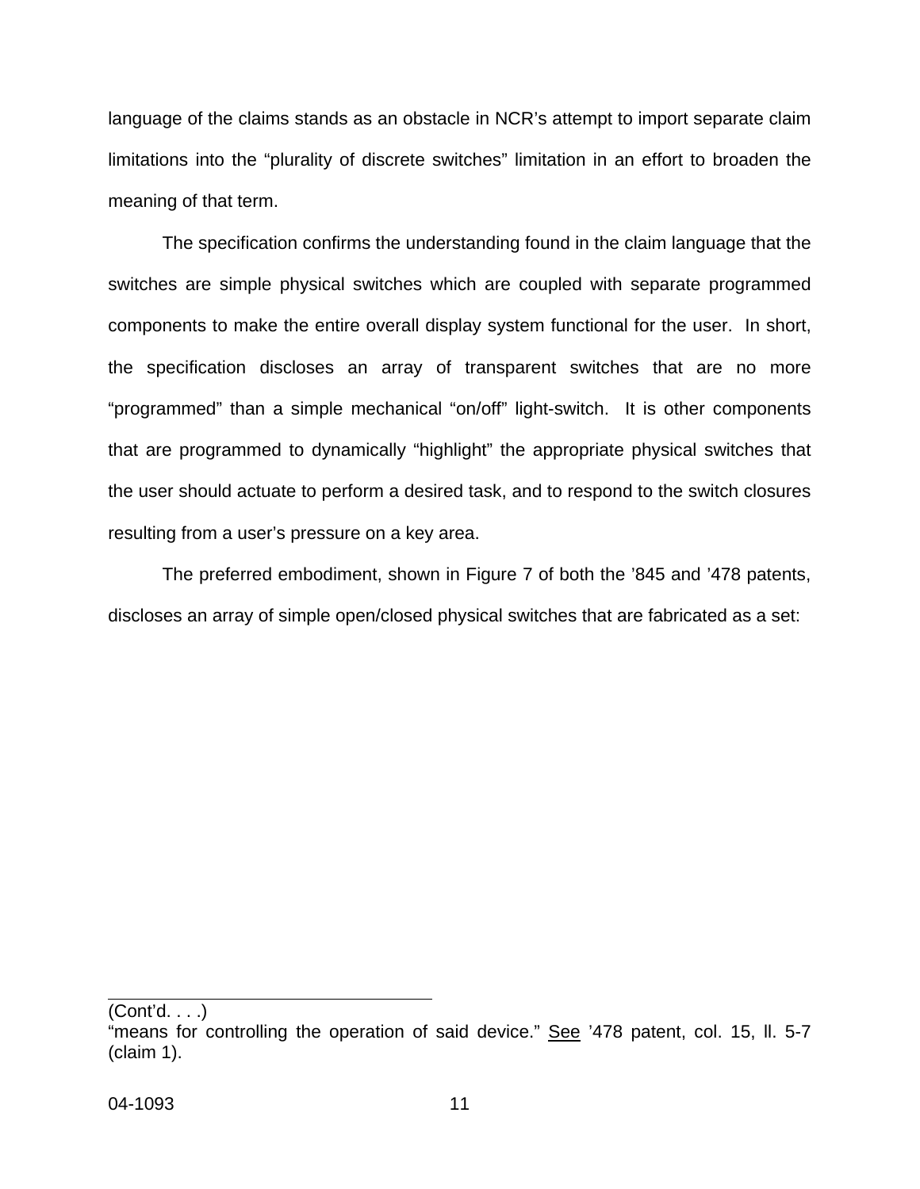language of the claims stands as an obstacle in NCR's attempt to import separate claim limitations into the "plurality of discrete switches" limitation in an effort to broaden the meaning of that term.

The specification confirms the understanding found in the claim language that the switches are simple physical switches which are coupled with separate programmed components to make the entire overall display system functional for the user. In short, the specification discloses an array of transparent switches that are no more "programmed" than a simple mechanical "on/off" light-switch. It is other components that are programmed to dynamically "highlight" the appropriate physical switches that the user should actuate to perform a desired task, and to respond to the switch closures resulting from a user's pressure on a key area.

The preferred embodiment, shown in Figure 7 of both the '845 and '478 patents, discloses an array of simple open/closed physical switches that are fabricated as a set:

---

(Cont'd. . . .)
"means for controlling the operation of said device." See '478 patent, col. 15, ll. 5-7 (claim 1).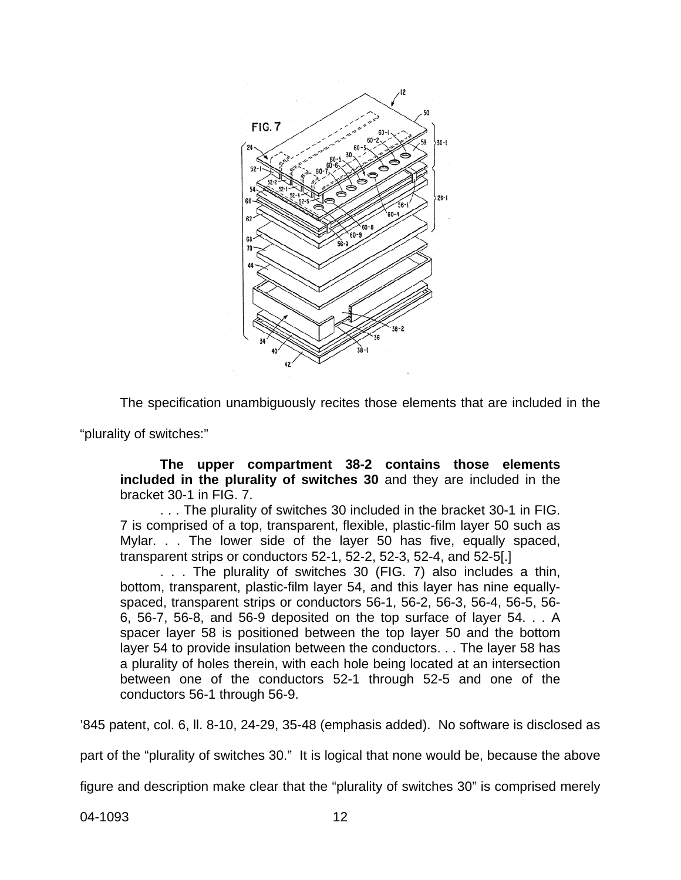The specification unambiguously recites those elements that are included in the "plurality of switches:"

> **The upper compartment 38-2 contains those elements included in the plurality of switches 30** and they are included in the bracket 30-1 in FIG. 7.
>
> . . . The plurality of switches 30 included in the bracket 30-1 in FIG. 7 is comprised of a top, transparent, flexible, plastic-film layer 50 such as Mylar. . . The lower side of the layer 50 has five, equally spaced, transparent strips or conductors 52-1, 52-2, 52-3, 52-4, and 52-5[.]
>
> . . . The plurality of switches 30 (FIG. 7) also includes a thin, bottom, transparent, plastic-film layer 54, and this layer has nine equally-spaced, transparent strips or conductors 56-1, 56-2, 56-3, 56-4, 56-5, 56-6, 56-7, 56-8, and 56-9 deposited on the top surface of layer 54. . . A spacer layer 58 is positioned between the top layer 50 and the bottom layer 54 to provide insulation between the conductors. . . The layer 58 has a plurality of holes therein, with each hole being located at an intersection between one of the conductors 52-1 through 52-5 and one of the conductors 56-1 through 56-9.

'845 patent, col. 6, ll. 8-10, 24-29, 35-48 (emphasis added). No software is disclosed as part of the "plurality of switches 30." It is logical that none would be, because the above figure and description make clear that the "plurality of switches 30" is comprised merely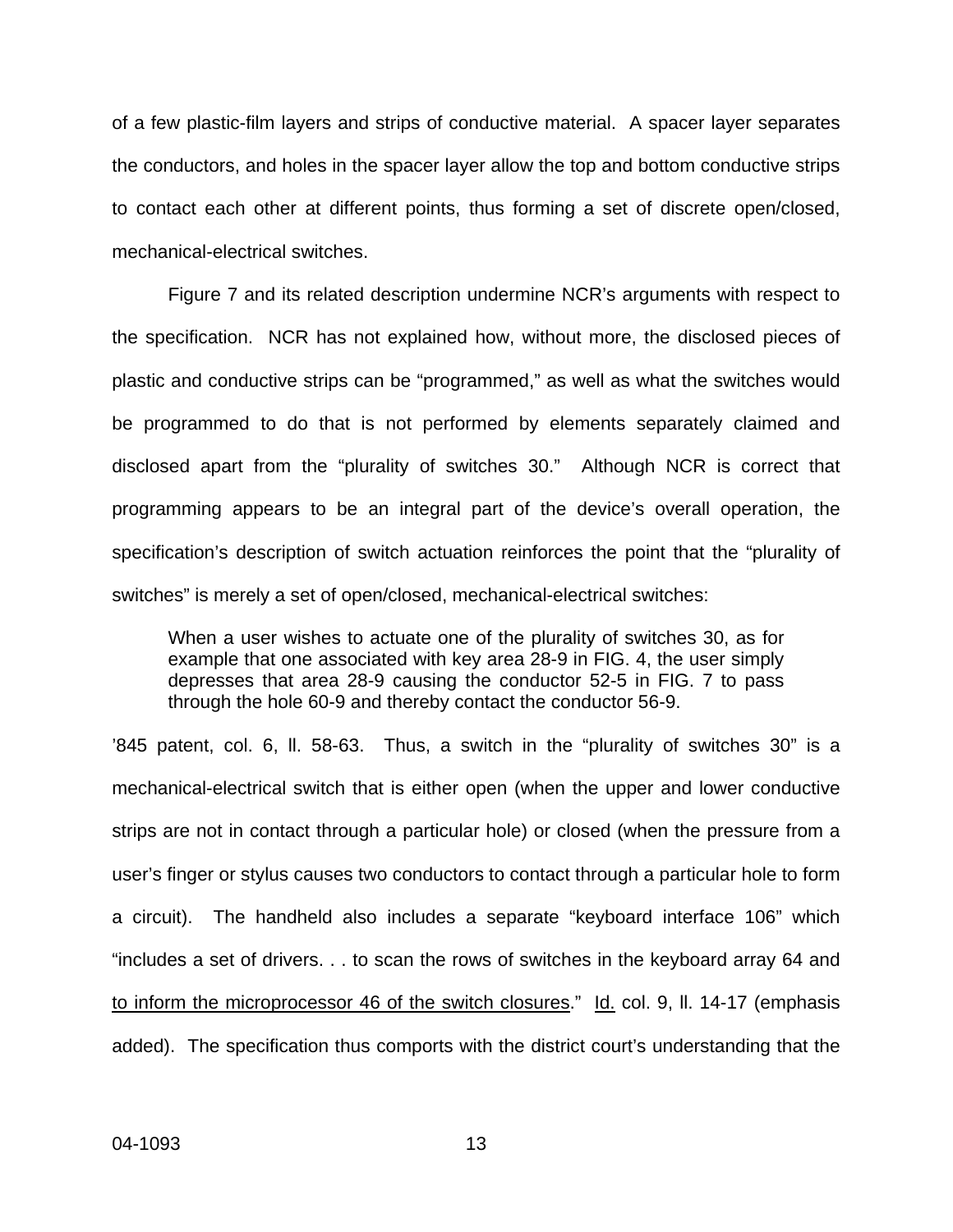of a few plastic-film layers and strips of conductive material. A spacer layer separates the conductors, and holes in the spacer layer allow the top and bottom conductive strips to contact each other at different points, thus forming a set of discrete open/closed, mechanical-electrical switches.

Figure 7 and its related description undermine NCR's arguments with respect to the specification. NCR has not explained how, without more, the disclosed pieces of plastic and conductive strips can be "programmed," as well as what the switches would be programmed to do that is not performed by elements separately claimed and disclosed apart from the "plurality of switches 30." Although NCR is correct that programming appears to be an integral part of the device's overall operation, the specification's description of switch actuation reinforces the point that the "plurality of switches" is merely a set of open/closed, mechanical-electrical switches:

> When a user wishes to actuate one of the plurality of switches 30, as for example that one associated with key area 28-9 in FIG. 4, the user simply depresses that area 28-9 causing the conductor 52-5 in FIG. 7 to pass through the hole 60-9 and thereby contact the conductor 56-9.

'845 patent, col. 6, ll. 58-63. Thus, a switch in the "plurality of switches 30" is a mechanical-electrical switch that is either open (when the upper and lower conductive strips are not in contact through a particular hole) or closed (when the pressure from a user's finger or stylus causes two conductors to contact through a particular hole to form a circuit). The handheld also includes a separate "keyboard interface 106" which "includes a set of drivers. . . to scan the rows of switches in the keyboard array 64 and <u>to inform the microprocessor 46 of the switch closures</u>." <u>Id.</u> col. 9, ll. 14-17 (emphasis added). The specification thus comports with the district court's understanding that the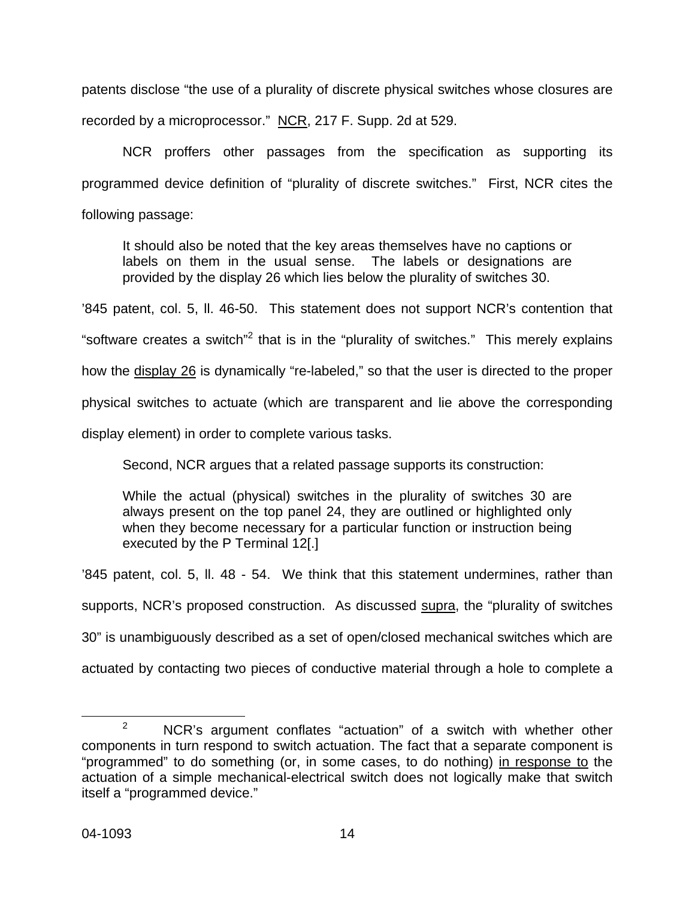patents disclose "the use of a plurality of discrete physical switches whose closures are recorded by a microprocessor." NCR, 217 F. Supp. 2d at 529.

NCR proffers other passages from the specification as supporting its programmed device definition of "plurality of discrete switches." First, NCR cites the following passage:

> It should also be noted that the key areas themselves have no captions or labels on them in the usual sense. The labels or designations are provided by the display 26 which lies below the plurality of switches 30.

'845 patent, col. 5, ll. 46-50. This statement does not support NCR's contention that "software creates a switch"[2] that is in the "plurality of switches." This merely explains how the display 26 is dynamically "re-labeled," so that the user is directed to the proper physical switches to actuate (which are transparent and lie above the corresponding display element) in order to complete various tasks.

Second, NCR argues that a related passage supports its construction:

> While the actual (physical) switches in the plurality of switches 30 are always present on the top panel 24, they are outlined or highlighted only when they become necessary for a particular function or instruction being executed by the P Terminal 12[.]

'845 patent, col. 5, ll. 48 - 54. We think that this statement undermines, rather than supports, NCR's proposed construction. As discussed supra, the "plurality of switches 30" is unambiguously described as a set of open/closed mechanical switches which are actuated by contacting two pieces of conductive material through a hole to complete a

[2] NCR's argument conflates "actuation" of a switch with whether other components in turn respond to switch actuation. The fact that a separate component is "programmed" to do something (or, in some cases, to do nothing) in response to the actuation of a simple mechanical-electrical switch does not logically make that switch itself a "programmed device."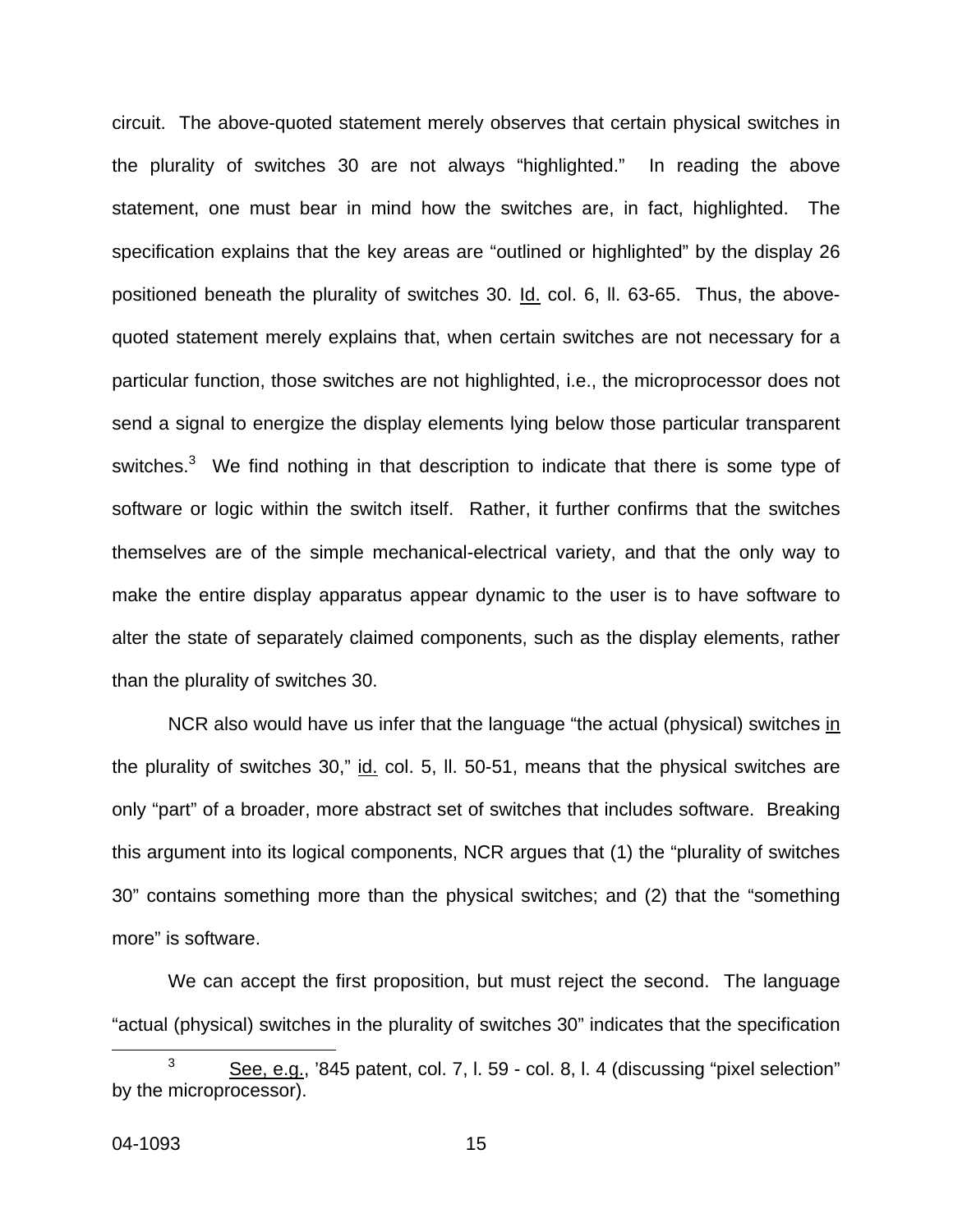circuit. The above-quoted statement merely observes that certain physical switches in the plurality of switches 30 are not always "highlighted." In reading the above statement, one must bear in mind how the switches are, in fact, highlighted. The specification explains that the key areas are "outlined or highlighted" by the display 26 positioned beneath the plurality of switches 30. Id. col. 6, ll. 63-65. Thus, the above-quoted statement merely explains that, when certain switches are not necessary for a particular function, those switches are not highlighted, i.e., the microprocessor does not send a signal to energize the display elements lying below those particular transparent switches.[3] We find nothing in that description to indicate that there is some type of software or logic within the switch itself. Rather, it further confirms that the switches themselves are of the simple mechanical-electrical variety, and that the only way to make the entire display apparatus appear dynamic to the user is to have software to alter the state of separately claimed components, such as the display elements, rather than the plurality of switches 30.

NCR also would have us infer that the language "the actual (physical) switches in the plurality of switches 30," id. col. 5, ll. 50-51, means that the physical switches are only "part" of a broader, more abstract set of switches that includes software. Breaking this argument into its logical components, NCR argues that (1) the "plurality of switches 30" contains something more than the physical switches; and (2) that the "something more" is software.

We can accept the first proposition, but must reject the second. The language "actual (physical) switches in the plurality of switches 30" indicates that the specification

[3] See, e.g., '845 patent, col. 7, l. 59 - col. 8, l. 4 (discussing "pixel selection" by the microprocessor).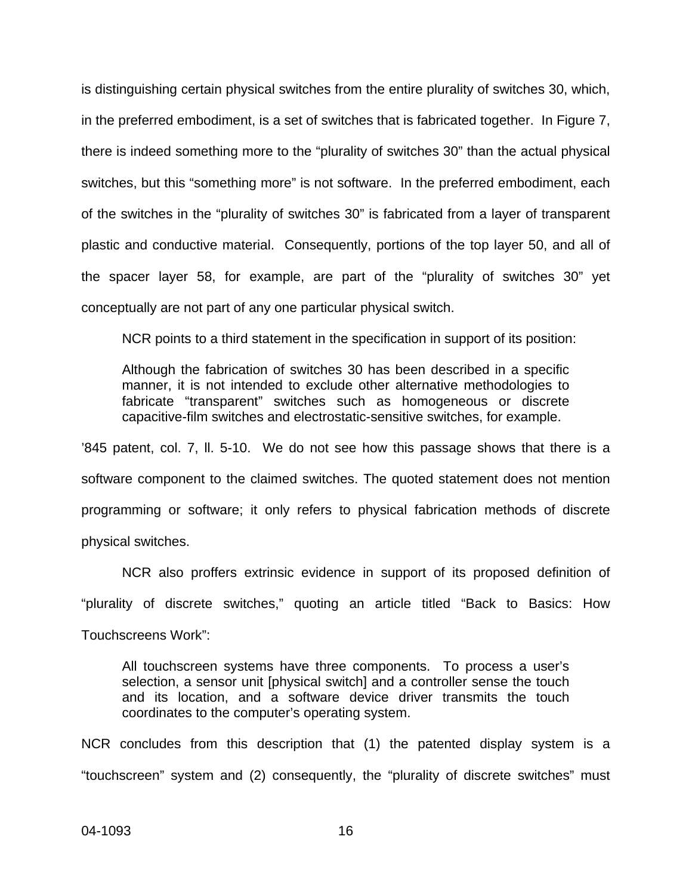is distinguishing certain physical switches from the entire plurality of switches 30, which, in the preferred embodiment, is a set of switches that is fabricated together. In Figure 7, there is indeed something more to the "plurality of switches 30" than the actual physical switches, but this "something more" is not software. In the preferred embodiment, each of the switches in the "plurality of switches 30" is fabricated from a layer of transparent plastic and conductive material. Consequently, portions of the top layer 50, and all of the spacer layer 58, for example, are part of the "plurality of switches 30" yet conceptually are not part of any one particular physical switch.

NCR points to a third statement in the specification in support of its position:

> Although the fabrication of switches 30 has been described in a specific manner, it is not intended to exclude other alternative methodologies to fabricate "transparent" switches such as homogeneous or discrete capacitive-film switches and electrostatic-sensitive switches, for example.

'845 patent, col. 7, ll. 5-10. We do not see how this passage shows that there is a software component to the claimed switches. The quoted statement does not mention programming or software; it only refers to physical fabrication methods of discrete physical switches.

NCR also proffers extrinsic evidence in support of its proposed definition of "plurality of discrete switches," quoting an article titled "Back to Basics: How Touchscreens Work":

> All touchscreen systems have three components. To process a user's selection, a sensor unit [physical switch] and a controller sense the touch and its location, and a software device driver transmits the touch coordinates to the computer's operating system.

NCR concludes from this description that (1) the patented display system is a "touchscreen" system and (2) consequently, the "plurality of discrete switches" must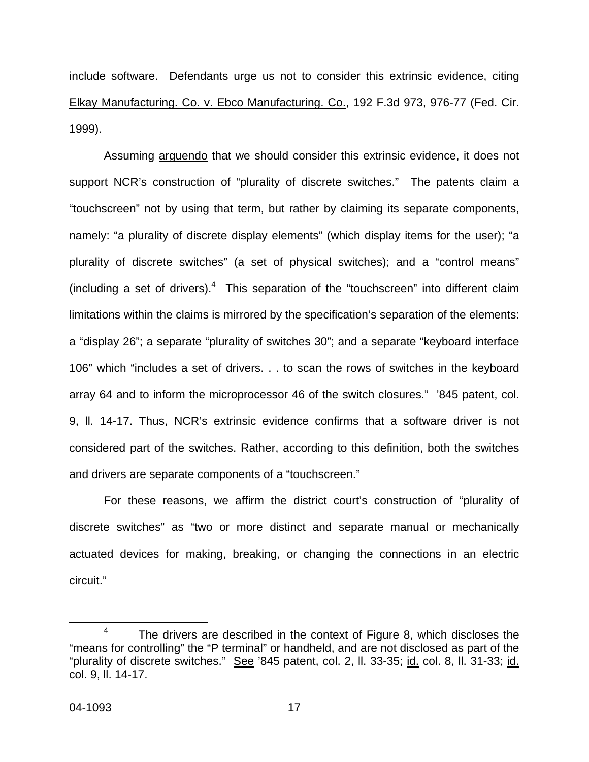include software. Defendants urge us not to consider this extrinsic evidence, citing Elkay Manufacturing. Co. v. Ebco Manufacturing. Co., 192 F.3d 973, 976-77 (Fed. Cir. 1999).

Assuming arguendo that we should consider this extrinsic evidence, it does not support NCR's construction of "plurality of discrete switches." The patents claim a "touchscreen" not by using that term, but rather by claiming its separate components, namely: "a plurality of discrete display elements" (which display items for the user); "a plurality of discrete switches" (a set of physical switches); and a "control means" (including a set of drivers).[4] This separation of the "touchscreen" into different claim limitations within the claims is mirrored by the specification's separation of the elements: a "display 26"; a separate "plurality of switches 30"; and a separate "keyboard interface 106" which "includes a set of drivers. . . to scan the rows of switches in the keyboard array 64 and to inform the microprocessor 46 of the switch closures." '845 patent, col. 9, ll. 14-17. Thus, NCR's extrinsic evidence confirms that a software driver is not considered part of the switches. Rather, according to this definition, both the switches and drivers are separate components of a "touchscreen."

For these reasons, we affirm the district court's construction of "plurality of discrete switches" as "two or more distinct and separate manual or mechanically actuated devices for making, breaking, or changing the connections in an electric circuit."

---

[4] The drivers are described in the context of Figure 8, which discloses the "means for controlling" the "P terminal" or handheld, and are not disclosed as part of the "plurality of discrete switches." See '845 patent, col. 2, ll. 33-35; id. col. 8, ll. 31-33; id. col. 9, ll. 14-17.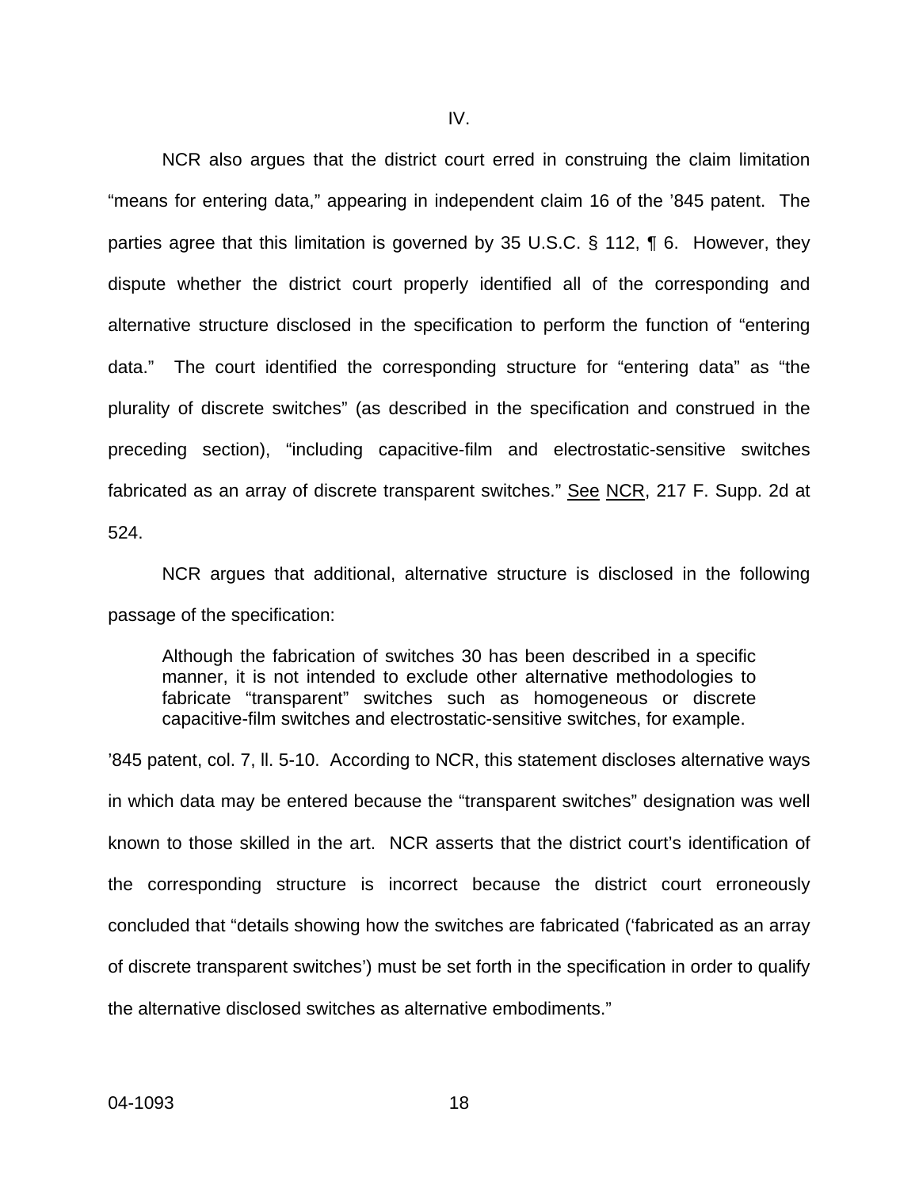IV.

NCR also argues that the district court erred in construing the claim limitation "means for entering data," appearing in independent claim 16 of the '845 patent. The parties agree that this limitation is governed by 35 U.S.C. § 112, ¶ 6. However, they dispute whether the district court properly identified all of the corresponding and alternative structure disclosed in the specification to perform the function of "entering data." The court identified the corresponding structure for "entering data" as "the plurality of discrete switches" (as described in the specification and construed in the preceding section), "including capacitive-film and electrostatic-sensitive switches fabricated as an array of discrete transparent switches." See NCR, 217 F. Supp. 2d at 524.

NCR argues that additional, alternative structure is disclosed in the following passage of the specification:

> Although the fabrication of switches 30 has been described in a specific manner, it is not intended to exclude other alternative methodologies to fabricate "transparent" switches such as homogeneous or discrete capacitive-film switches and electrostatic-sensitive switches, for example.

'845 patent, col. 7, ll. 5-10. According to NCR, this statement discloses alternative ways in which data may be entered because the "transparent switches" designation was well known to those skilled in the art. NCR asserts that the district court's identification of the corresponding structure is incorrect because the district court erroneously concluded that "details showing how the switches are fabricated ('fabricated as an array of discrete transparent switches') must be set forth in the specification in order to qualify the alternative disclosed switches as alternative embodiments."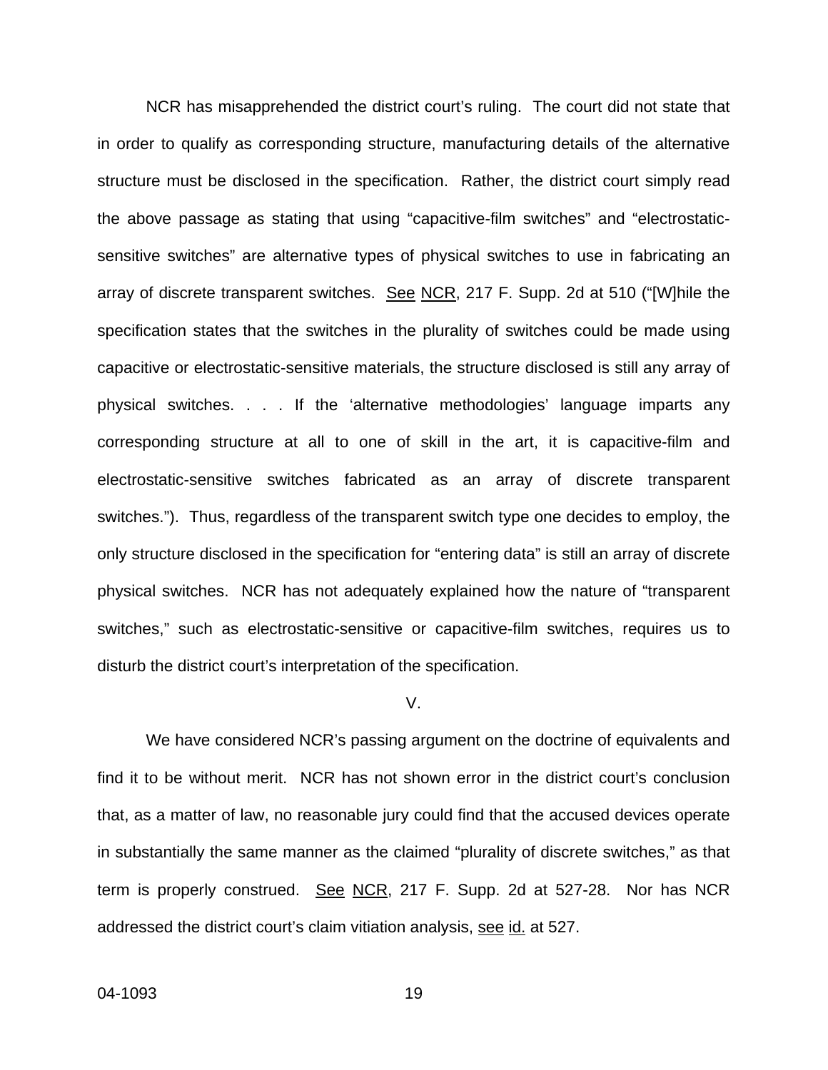NCR has misapprehended the district court's ruling. The court did not state that in order to qualify as corresponding structure, manufacturing details of the alternative structure must be disclosed in the specification. Rather, the district court simply read the above passage as stating that using "capacitive-film switches" and "electrostatic-sensitive switches" are alternative types of physical switches to use in fabricating an array of discrete transparent switches. See NCR, 217 F. Supp. 2d at 510 ("[W]hile the specification states that the switches in the plurality of switches could be made using capacitive or electrostatic-sensitive materials, the structure disclosed is still any array of physical switches. . . . If the 'alternative methodologies' language imparts any corresponding structure at all to one of skill in the art, it is capacitive-film and electrostatic-sensitive switches fabricated as an array of discrete transparent switches."). Thus, regardless of the transparent switch type one decides to employ, the only structure disclosed in the specification for "entering data" is still an array of discrete physical switches. NCR has not adequately explained how the nature of "transparent switches," such as electrostatic-sensitive or capacitive-film switches, requires us to disturb the district court's interpretation of the specification.

## V.

We have considered NCR's passing argument on the doctrine of equivalents and find it to be without merit. NCR has not shown error in the district court's conclusion that, as a matter of law, no reasonable jury could find that the accused devices operate in substantially the same manner as the claimed "plurality of discrete switches," as that term is properly construed. See NCR, 217 F. Supp. 2d at 527-28. Nor has NCR addressed the district court's claim vitiation analysis, see id. at 527.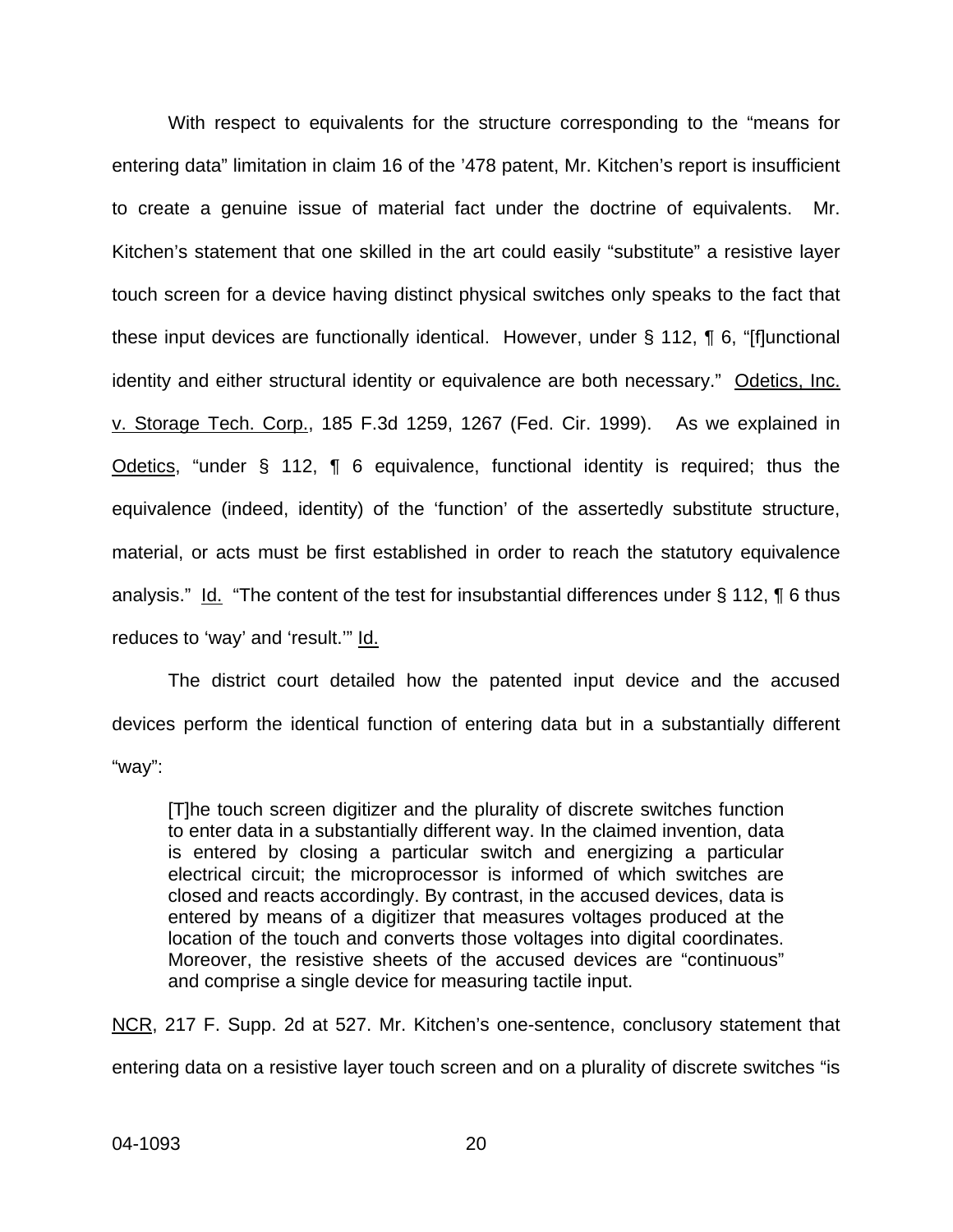With respect to equivalents for the structure corresponding to the "means for entering data" limitation in claim 16 of the '478 patent, Mr. Kitchen's report is insufficient to create a genuine issue of material fact under the doctrine of equivalents. Mr. Kitchen's statement that one skilled in the art could easily "substitute" a resistive layer touch screen for a device having distinct physical switches only speaks to the fact that these input devices are functionally identical. However, under § 112, ¶ 6, "[f]unctional identity and either structural identity or equivalence are both necessary." Odetics, Inc. v. Storage Tech. Corp., 185 F.3d 1259, 1267 (Fed. Cir. 1999). As we explained in Odetics, "under § 112, ¶ 6 equivalence, functional identity is required; thus the equivalence (indeed, identity) of the 'function' of the assertedly substitute structure, material, or acts must be first established in order to reach the statutory equivalence analysis." Id. "The content of the test for insubstantial differences under § 112, ¶ 6 thus reduces to 'way' and 'result.'" Id.

The district court detailed how the patented input device and the accused devices perform the identical function of entering data but in a substantially different "way":

> [T]he touch screen digitizer and the plurality of discrete switches function to enter data in a substantially different way. In the claimed invention, data is entered by closing a particular switch and energizing a particular electrical circuit; the microprocessor is informed of which switches are closed and reacts accordingly. By contrast, in the accused devices, data is entered by means of a digitizer that measures voltages produced at the location of the touch and converts those voltages into digital coordinates. Moreover, the resistive sheets of the accused devices are "continuous" and comprise a single device for measuring tactile input.

NCR, 217 F. Supp. 2d at 527. Mr. Kitchen's one-sentence, conclusory statement that entering data on a resistive layer touch screen and on a plurality of discrete switches "is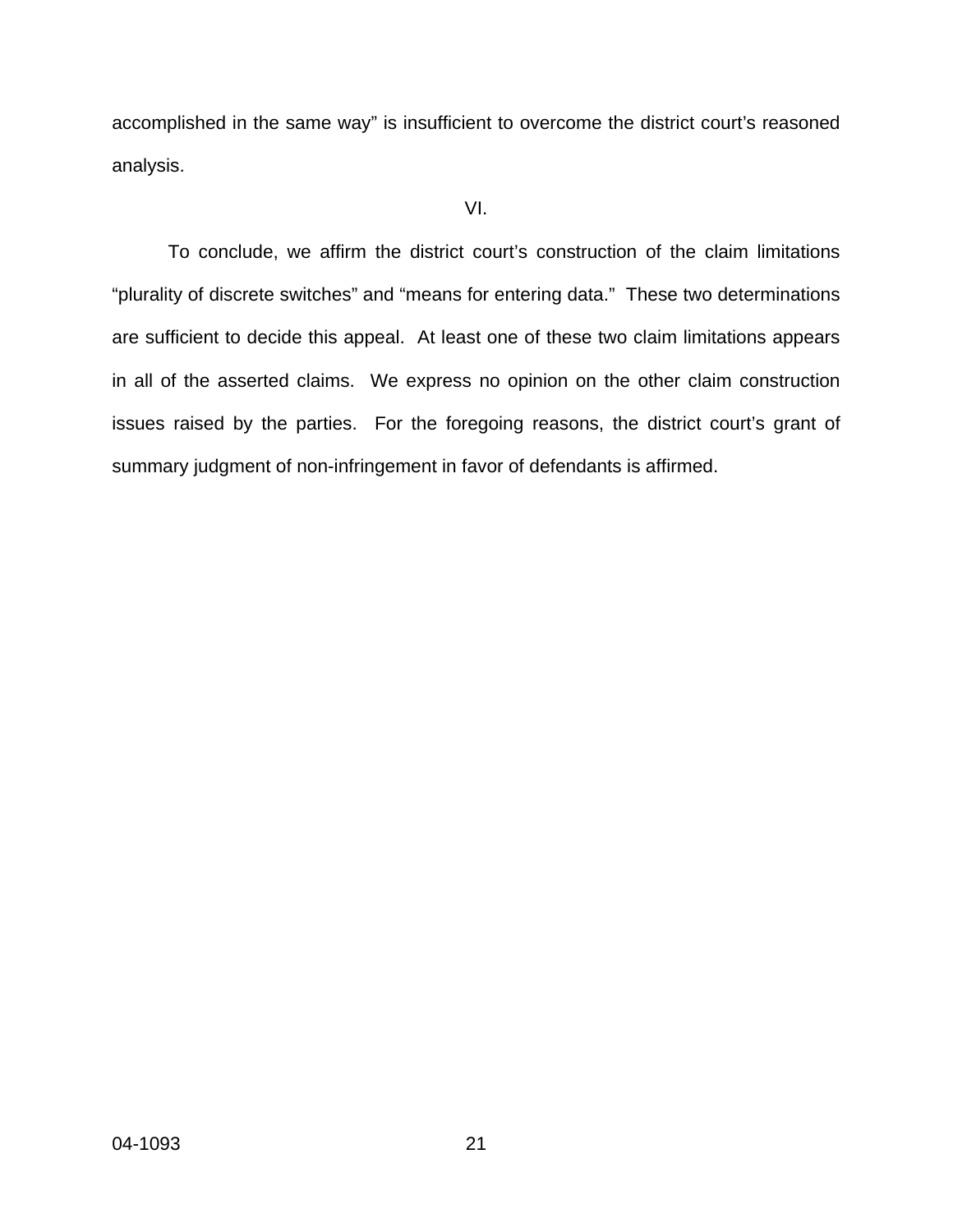accomplished in the same way" is insufficient to overcome the district court's reasoned analysis.

VI.

To conclude, we affirm the district court's construction of the claim limitations "plurality of discrete switches" and "means for entering data." These two determinations are sufficient to decide this appeal. At least one of these two claim limitations appears in all of the asserted claims. We express no opinion on the other claim construction issues raised by the parties. For the foregoing reasons, the district court's grant of summary judgment of non-infringement in favor of defendants is affirmed.